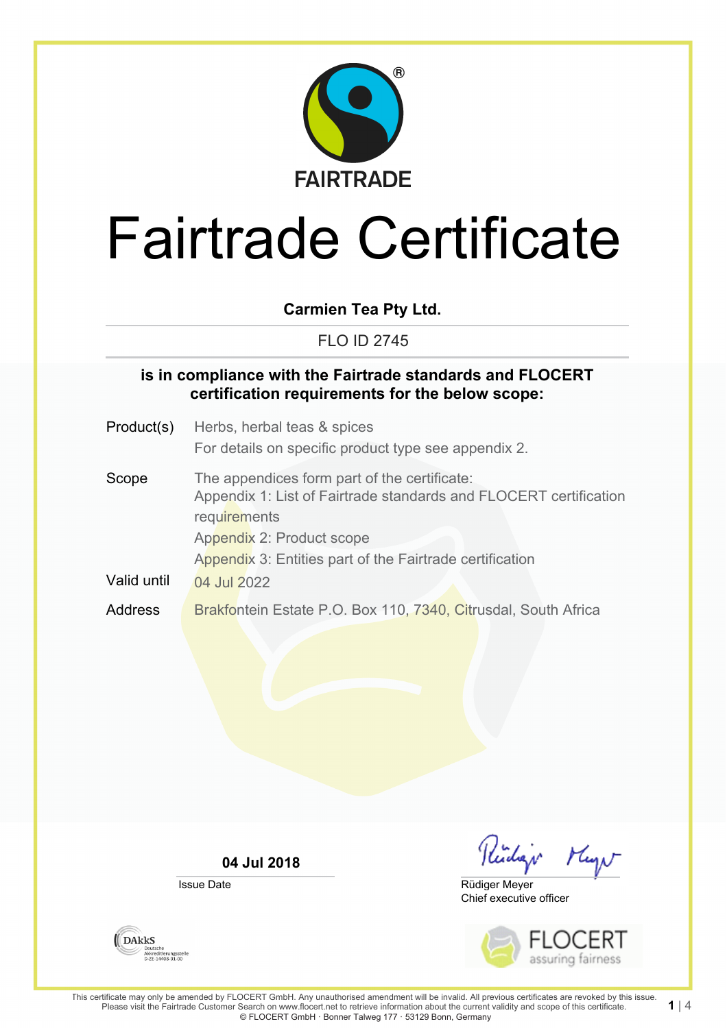FAIRTRADE

# Fairtrade Certificate

**Carmien Tea Pty Ltd.**

FLO ID 2745

**is in compliance with the Fairtrade standards and FLOCERT certification requirements for the below scope:**

| | |
|---|---|
| Product(s) | Herbs, herbal teas & spices<br>For details on specific product type see appendix 2. |
| Scope | The appendices form part of the certificate:<br>Appendix 1: List of Fairtrade standards and FLOCERT certification requirements<br>Appendix 2: Product scope<br>Appendix 3: Entities part of the Fairtrade certification |
| Valid until | 04 Jul 2022 |
| Address | Brakfontein Estate P.O. Box 110, 7340, Citrusdal, South Africa |

**04 Jul 2018**
Issue Date

Rüdiger Meyer
Chief executive officer

DAkkS Deutsche Akkreditierungsstelle D-ZE-14408-01-00

FLOCERT assuring fairness

This certificate may only be amended by FLOCERT GmbH. Any unauthorised amendment will be invalid. All previous certificates are revoked by this issue. Please visit the Fairtrade Customer Search on www.flocert.net to retrieve information about the current validity and scope of this certificate.
© FLOCERT GmbH · Bonner Talweg 177 · 53129 Bonn, Germany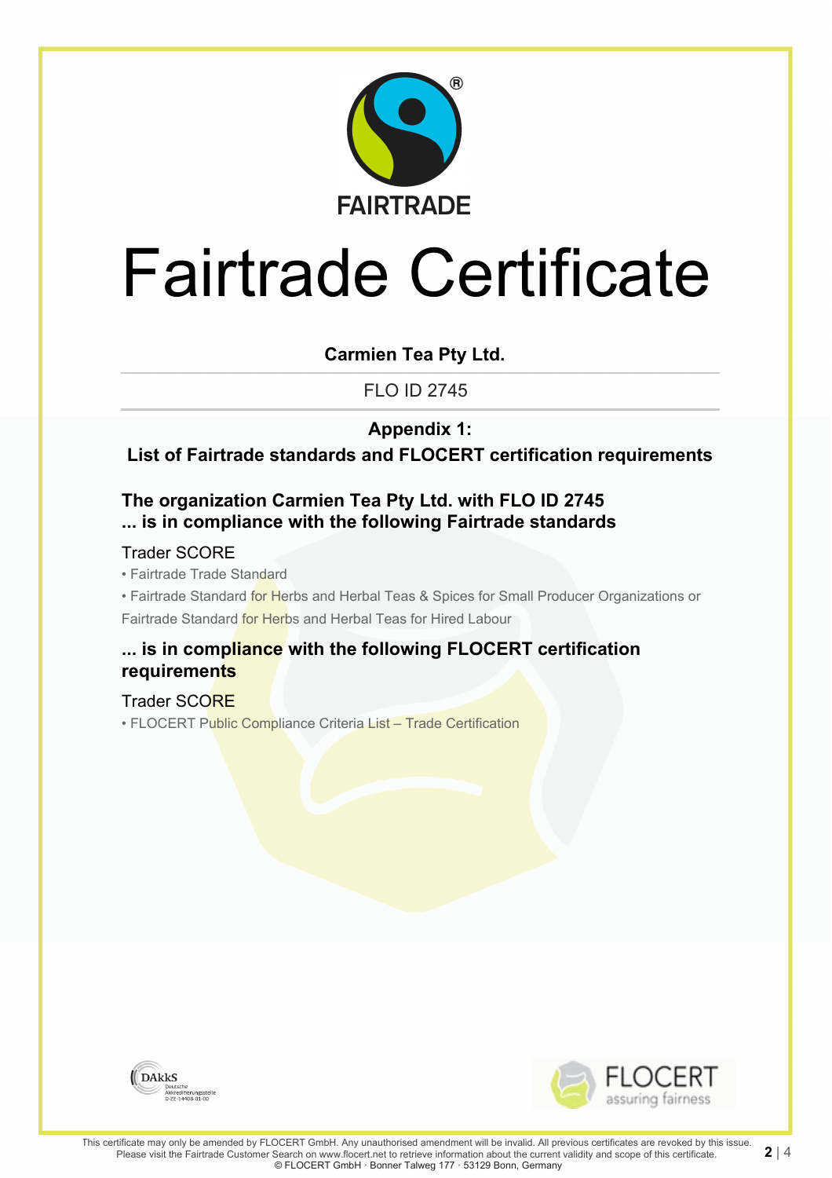FAIRTRADE

# Fairtrade Certificate

**Carmien Tea Pty Ltd.**

FLO ID 2745

**Appendix 1:**
**List of Fairtrade standards and FLOCERT certification requirements**

## The organization Carmien Tea Pty Ltd. with FLO ID 2745 ... is in compliance with the following Fairtrade standards

Trader SCORE

- Fairtrade Trade Standard
- Fairtrade Standard for Herbs and Herbal Teas & Spices for Small Producer Organizations or Fairtrade Standard for Herbs and Herbal Teas for Hired Labour

## ... is in compliance with the following FLOCERT certification requirements

Trader SCORE

- FLOCERT Public Compliance Criteria List – Trade Certification

DAkkS Deutsche Akkreditierungsstelle D-ZE-14408-01-00

FLOCERT assuring fairness

This certificate may only be amended by FLOCERT GmbH. Any unauthorised amendment will be invalid. All previous certificates are revoked by this issue. Please visit the Fairtrade Customer Search on www.flocert.net to retrieve information about the current validity and scope of this certificate.
© FLOCERT GmbH · Bonner Talweg 177 · 53129 Bonn, Germany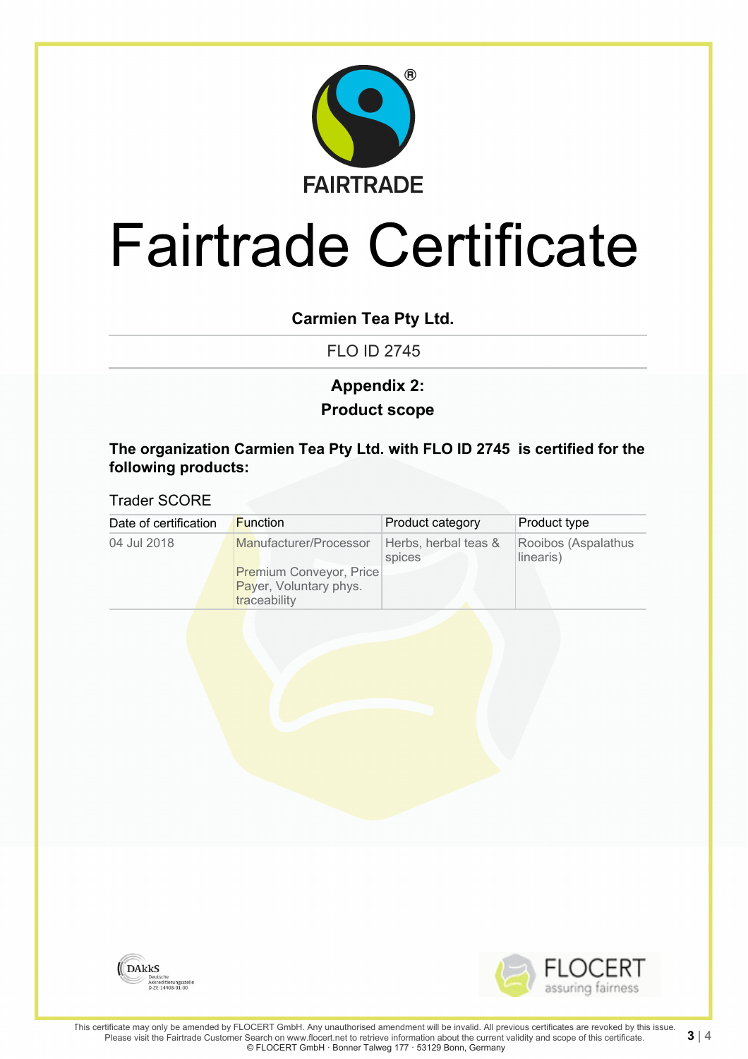FAIRTRADE

# Fairtrade Certificate

**Carmien Tea Pty Ltd.**

FLO ID 2745

**Appendix 2:**
**Product scope**

**The organization Carmien Tea Pty Ltd. with FLO ID 2745 is certified for the following products:**

Trader SCORE

| Date of certification | Function | Product category | Product type |
|---|---|---|---|
| 04 Jul 2018 | Manufacturer/Processor<br><br>Premium Conveyor, Price Payer, Voluntary phys. traceability | Herbs, herbal teas & spices | Rooibos (Aspalathus linearis) |

DAkkS Deutsche Akkreditierungsstelle D-ZE-14408-01-00

FLOCERT assuring fairness

This certificate may only be amended by FLOCERT GmbH. Any unauthorised amendment will be invalid. All previous certificates are revoked by this issue. Please visit the Fairtrade Customer Search on www.flocert.net to retrieve information about the current validity and scope of this certificate.
© FLOCERT GmbH · Bonner Talweg 177 · 53129 Bonn, Germany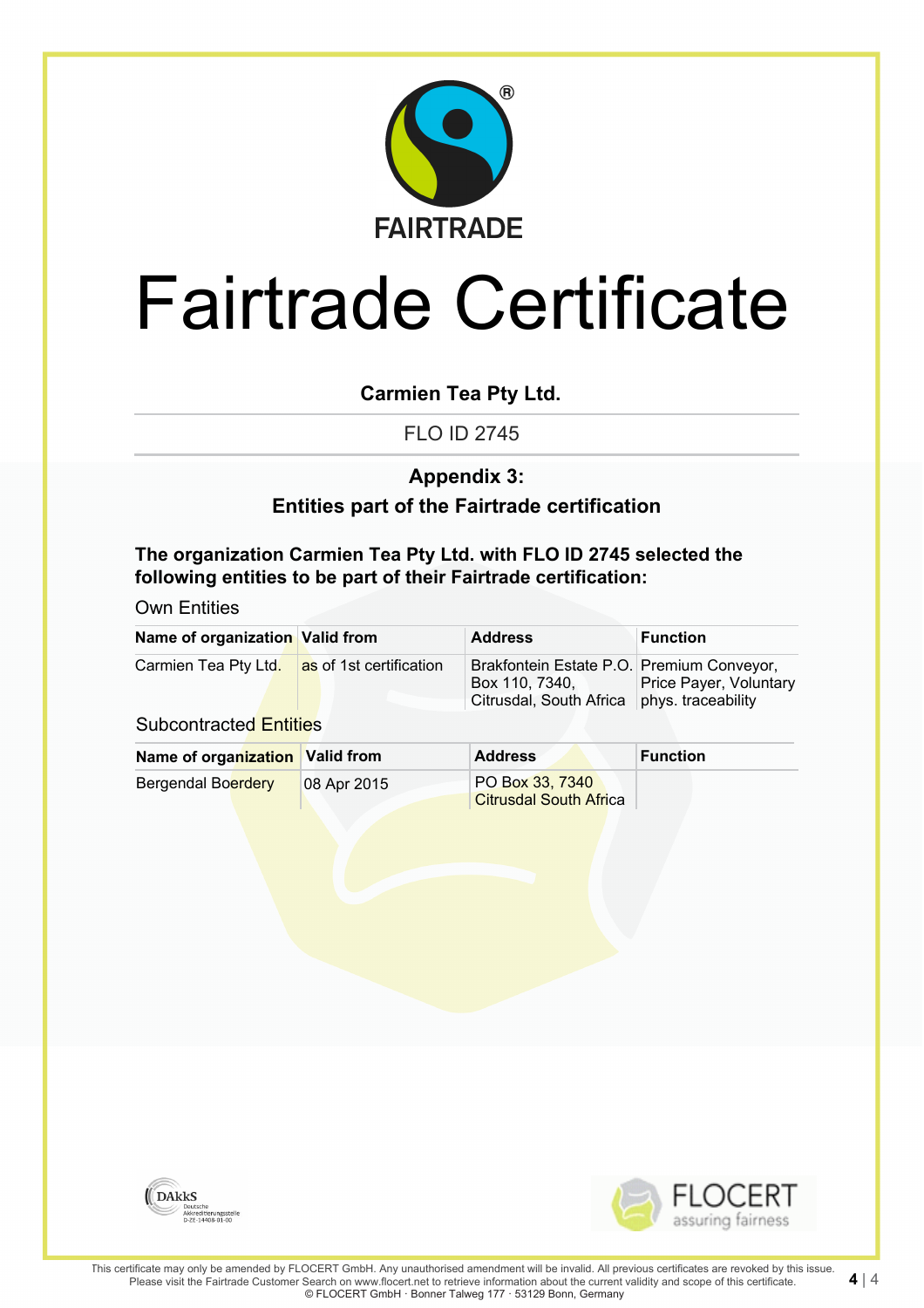FAIRTRADE

# Fairtrade Certificate

**Carmien Tea Pty Ltd.**

FLO ID 2745

## Appendix 3:
## Entities part of the Fairtrade certification

**The organization Carmien Tea Pty Ltd. with FLO ID 2745 selected the following entities to be part of their Fairtrade certification:**

Own Entities

| Name of organization | Valid from | Address | Function |
|---|---|---|---|
| Carmien Tea Pty Ltd. | as of 1st certification | Brakfontein Estate P.O. Box 110, 7340, Citrusdal, South Africa | Premium Conveyor, Price Payer, Voluntary phys. traceability |

Subcontracted Entities

| Name of organization | Valid from | Address | Function |
|---|---|---|---|
| Bergendal Boerdery | 08 Apr 2015 | PO Box 33, 7340 Citrusdal South Africa | |

DAkkS Deutsche Akkreditierungsstelle D-ZE-14408-01-00

FLOCERT assuring fairness

This certificate may only be amended by FLOCERT GmbH. Any unauthorised amendment will be invalid. All previous certificates are revoked by this issue. Please visit the Fairtrade Customer Search on www.flocert.net to retrieve information about the current validity and scope of this certificate.
© FLOCERT GmbH · Bonner Talweg 177 · 53129 Bonn, Germany